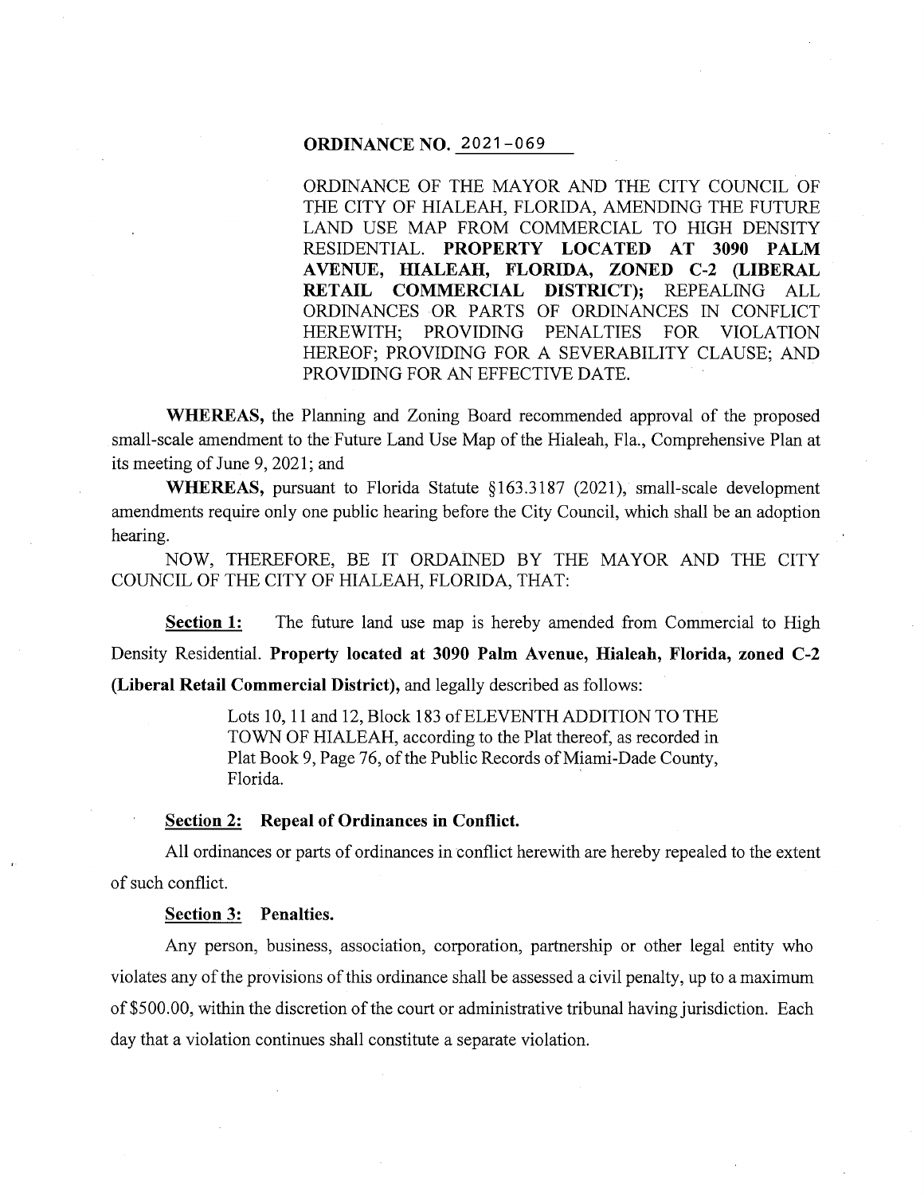# ORDINANCE NO. 2021-069

ORDINANCE OF THE MAYOR AND THE CITY COUNCIL OF THE CITY OF HIALEAH, FLORIDA, AMENDING THE FUTURE LAND USE MAP FROM COMMERCIAL TO HIGH DENSITY RESIDENTIAL. **PROPERTY LOCATED AT 3090 PALM AVENUE, HIALEAH, FLORIDA, ZONED C-2 (LIBERAL RETAIL COMMERCIAL DISTRICT);** REPEALING ALL ORDINANCES OR PARTS OF ORDINANCES IN CONFLICT HEREWITH; PROVIDING PENALTIES FOR VIOLATION HEREOF; PROVIDING FOR A SEVERABILITY CLAUSE; AND PROVIDING FOR AN EFFECTIVE DATE.

**WHEREAS,** the Planning and Zoning Board recommended approval of the proposed small-scale amendment to the Future Land Use Map of the Hialeah, Fla., Comprehensive Plan at its meeting of June 9, 2021; and

**WHEREAS,** pursuant to Florida Statute §163.3187 (2021), small-scale development amendments require only one public hearing before the City Council, which shall be an adoption hearing.

NOW, THEREFORE, BE IT ORDAINED BY THE MAYOR AND THE CITY COUNCIL OF THE CITY OF HIALEAH, FLORIDA, THAT:

**Section 1:** The future land use map is hereby amended from Commercial to High Density Residential. **Property located at 3090 Palm Avenue, Hialeah, Florida, zoned C-2 (Liberal Retail Commercial District),** and legally described as follows:

> Lots 10, 11 and 12, Block 183 of ELEVENTH ADDITION TO THE TOWN OF HIALEAH, according to the Plat thereof, as recorded in Plat Book 9, Page 76, of the Public Records of Miami-Dade County, Florida.

**Section 2: Repeal of Ordinances in Conflict.**

All ordinances or parts of ordinances in conflict herewith are hereby repealed to the extent of such conflict.

**Section 3: Penalties.**

Any person, business, association, corporation, partnership or other legal entity who violates any of the provisions of this ordinance shall be assessed a civil penalty, up to a maximum of $500.00, within the discretion of the court or administrative tribunal having jurisdiction. Each day that a violation continues shall constitute a separate violation.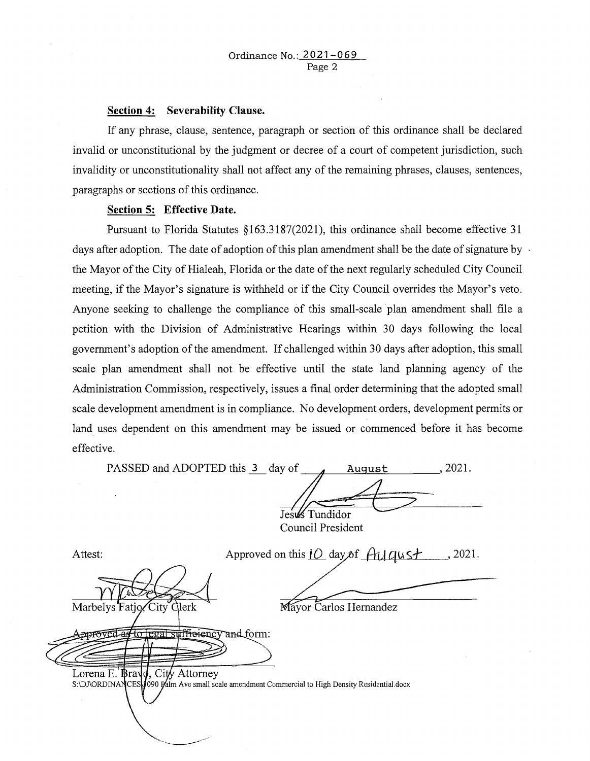Ordinance No.: 2021-069

**Section 4: Severability Clause.**

If any phrase, clause, sentence, paragraph or section of this ordinance shall be declared invalid or unconstitutional by the judgment or decree of a court of competent jurisdiction, such invalidity or unconstitutionality shall not affect any of the remaining phrases, clauses, sentences, paragraphs or sections of this ordinance.

**Section 5: Effective Date.**

Pursuant to Florida Statutes §163.3187(2021), this ordinance shall become effective 31 days after adoption. The date of adoption of this plan amendment shall be the date of signature by the Mayor of the City of Hialeah, Florida or the date of the next regularly scheduled City Council meeting, if the Mayor's signature is withheld or if the City Council overrides the Mayor's veto. Anyone seeking to challenge the compliance of this small-scale plan amendment shall file a petition with the Division of Administrative Hearings within 30 days following the local government's adoption of the amendment. If challenged within 30 days after adoption, this small scale plan amendment shall not be effective until the state land planning agency of the Administration Commission, respectively, issues a final order determining that the adopted small scale development amendment is in compliance. No development orders, development permits or land uses dependent on this amendment may be issued or commenced before it has become effective.

PASSED and ADOPTED this 3 day of August, 2021.

Jesus Tundidor
Council President

Attest:

Approved on this 10 day of August, 2021.

Marbelys Fatjo, City Clerk

Mayor Carlos Hernandez

Approved as to legal sufficiency and form:

Lorena E. Bravo, City Attorney

S:\DJ\ORDINANCES\1090 Palm Ave small scale amendment Commercial to High Density Residential.docx